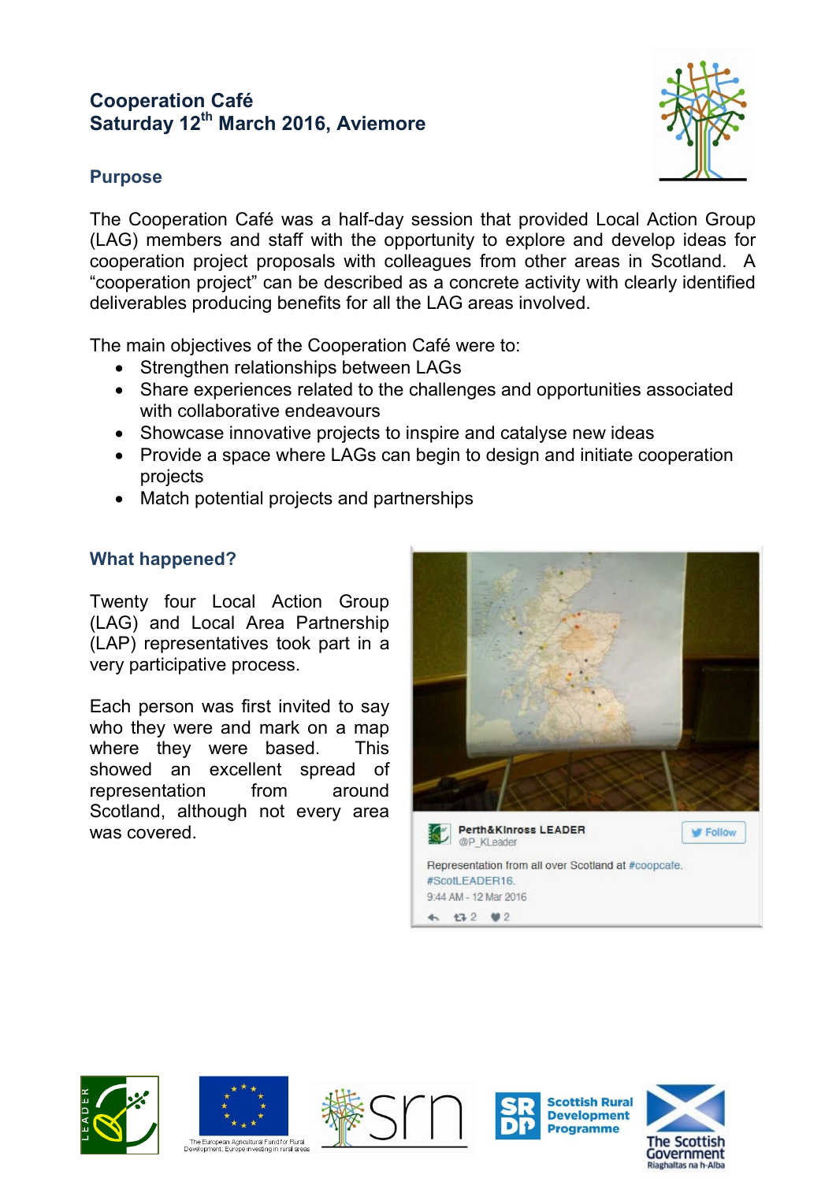# Cooperation Café
## Saturday 12th March 2016, Aviemore

### Purpose

The Cooperation Café was a half-day session that provided Local Action Group (LAG) members and staff with the opportunity to explore and develop ideas for cooperation project proposals with colleagues from other areas in Scotland. A "cooperation project" can be described as a concrete activity with clearly identified deliverables producing benefits for all the LAG areas involved.

The main objectives of the Cooperation Café were to:

- Strengthen relationships between LAGs
- Share experiences related to the challenges and opportunities associated with collaborative endeavours
- Showcase innovative projects to inspire and catalyse new ideas
- Provide a space where LAGs can begin to design and initiate cooperation projects
- Match potential projects and partnerships

### What happened?

Twenty four Local Action Group (LAG) and Local Area Partnership (LAP) representatives took part in a very participative process.

Each person was first invited to say who they were and mark on a map where they were based. This showed an excellent spread of representation from around Scotland, although not every area was covered.

Perth&Kinross LEADER
@P_KLeader

Representation from all over Scotland at #coopcafe. #ScotLEADER16.
9:44 AM - 12 Mar 2016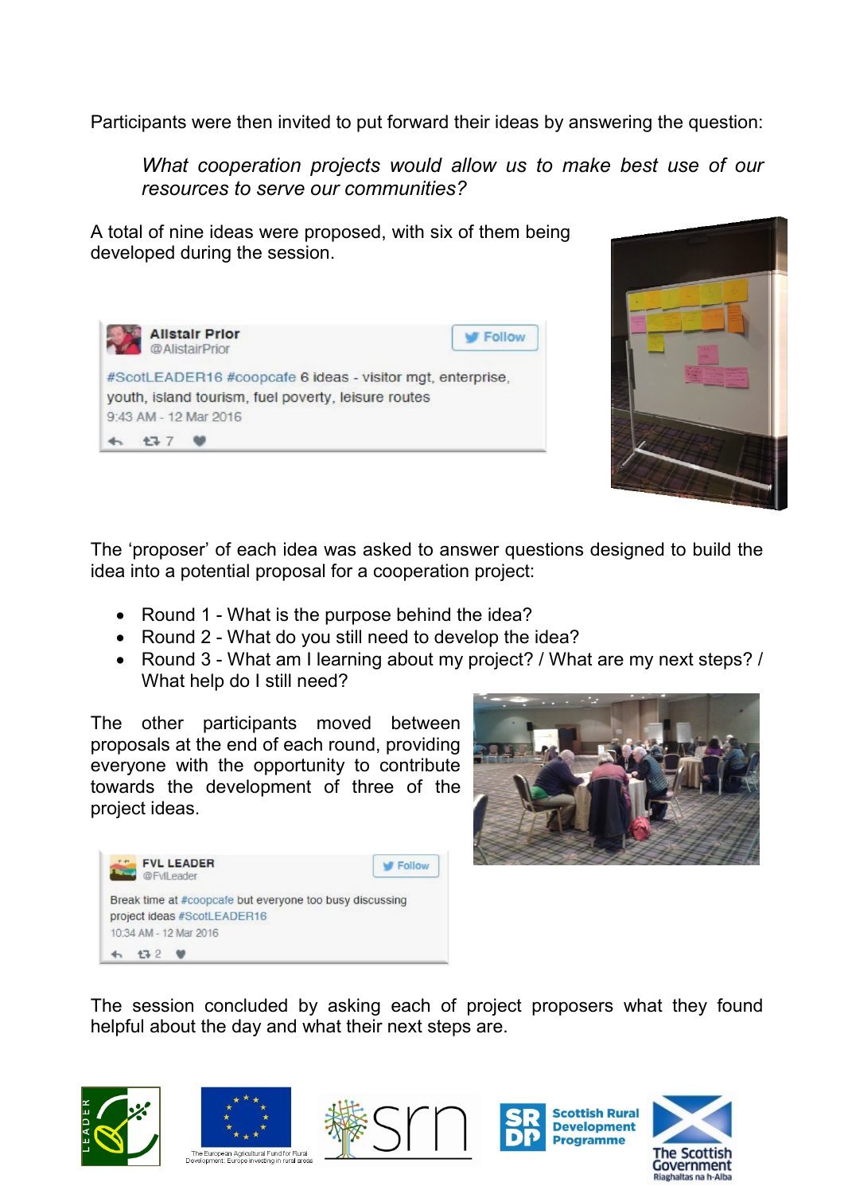Participants were then invited to put forward their ideas by answering the question:

> *What cooperation projects would allow us to make best use of our resources to serve our communities?*

A total of nine ideas were proposed, with six of them being developed during the session.

**Alistair Prior** @AlistairPrior

#ScotLEADER16 #coopcafe 6 ideas - visitor mgt, enterprise, youth, island tourism, fuel poverty, leisure routes

9:43 AM - 12 Mar 2016

The 'proposer' of each idea was asked to answer questions designed to build the idea into a potential proposal for a cooperation project:

- Round 1 - What is the purpose behind the idea?
- Round 2 - What do you still need to develop the idea?
- Round 3 - What am I learning about my project? / What are my next steps? / What help do I still need?

The other participants moved between proposals at the end of each round, providing everyone with the opportunity to contribute towards the development of three of the project ideas.

**FVL LEADER** @FvlLeader

Break time at #coopcafe but everyone too busy discussing project ideas #ScotLEADER16

10:34 AM - 12 Mar 2016

The session concluded by asking each of project proposers what they found helpful about the day and what their next steps are.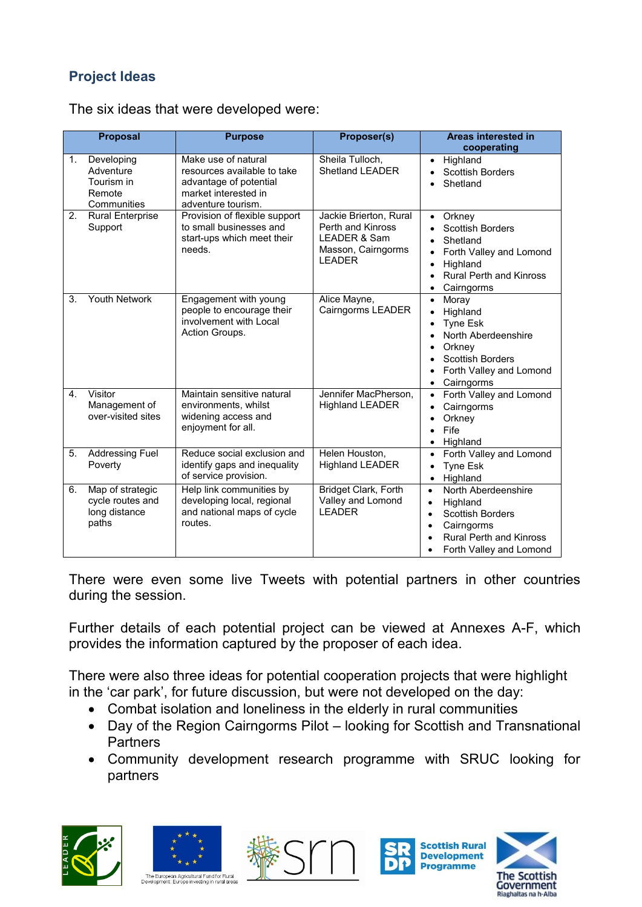## Project Ideas

The six ideas that were developed were:

| Proposal | Purpose | Proposer(s) | Areas interested in cooperating |
| --- | --- | --- | --- |
| 1. Developing Adventure Tourism in Remote Communities | Make use of natural resources available to take advantage of potential market interested in adventure tourism. | Sheila Tulloch, Shetland LEADER | • Highland<br>• Scottish Borders<br>• Shetland |
| 2. Rural Enterprise Support | Provision of flexible support to small businesses and start-ups which meet their needs. | Jackie Brierton, Rural Perth and Kinross LEADER & Sam Masson, Cairngorms LEADER | • Orkney<br>• Scottish Borders<br>• Shetland<br>• Forth Valley and Lomond<br>• Highland<br>• Rural Perth and Kinross<br>• Cairngorms |
| 3. Youth Network | Engagement with young people to encourage their involvement with Local Action Groups. | Alice Mayne, Cairngorms LEADER | • Moray<br>• Highland<br>• Tyne Esk<br>• North Aberdeenshire<br>• Orkney<br>• Scottish Borders<br>• Forth Valley and Lomond<br>• Cairngorms |
| 4. Visitor Management of over-visited sites | Maintain sensitive natural environments, whilst widening access and enjoyment for all. | Jennifer MacPherson, Highland LEADER | • Forth Valley and Lomond<br>• Cairngorms<br>• Orkney<br>• Fife<br>• Highland |
| 5. Addressing Fuel Poverty | Reduce social exclusion and identify gaps and inequality of service provision. | Helen Houston, Highland LEADER | • Forth Valley and Lomond<br>• Tyne Esk<br>• Highland |
| 6. Map of strategic cycle routes and long distance paths | Help link communities by developing local, regional and national maps of cycle routes. | Bridget Clark, Forth Valley and Lomond LEADER | • North Aberdeenshire<br>• Highland<br>• Scottish Borders<br>• Cairngorms<br>• Rural Perth and Kinross<br>• Forth Valley and Lomond |

There were even some live Tweets with potential partners in other countries during the session.

Further details of each potential project can be viewed at Annexes A-F, which provides the information captured by the proposer of each idea.

There were also three ideas for potential cooperation projects that were highlight in the 'car park', for future discussion, but were not developed on the day:

- Combat isolation and loneliness in the elderly in rural communities
- Day of the Region Cairngorms Pilot – looking for Scottish and Transnational Partners
- Community development research programme with SRUC looking for partners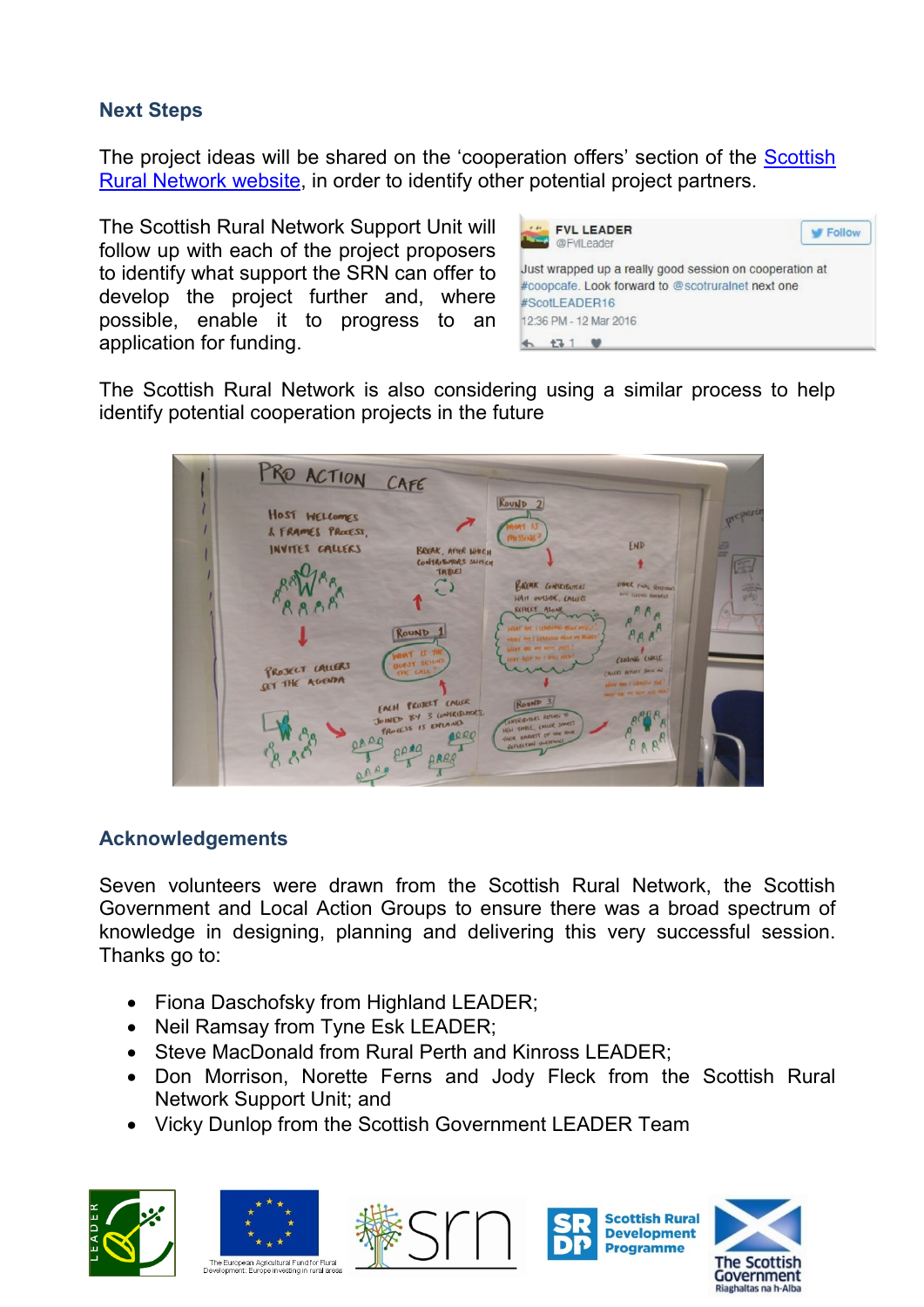## Next Steps

The project ideas will be shared on the 'cooperation offers' section of the [Scottish Rural Network website](), in order to identify other potential project partners.

The Scottish Rural Network Support Unit will follow up with each of the project proposers to identify what support the SRN can offer to develop the project further and, where possible, enable it to progress to an application for funding.

The Scottish Rural Network is also considering using a similar process to help identify potential cooperation projects in the future

## Acknowledgements

Seven volunteers were drawn from the Scottish Rural Network, the Scottish Government and Local Action Groups to ensure there was a broad spectrum of knowledge in designing, planning and delivering this very successful session. Thanks go to:

- Fiona Daschofsky from Highland LEADER;
- Neil Ramsay from Tyne Esk LEADER;
- Steve MacDonald from Rural Perth and Kinross LEADER;
- Don Morrison, Norette Ferns and Jody Fleck from the Scottish Rural Network Support Unit; and
- Vicky Dunlop from the Scottish Government LEADER Team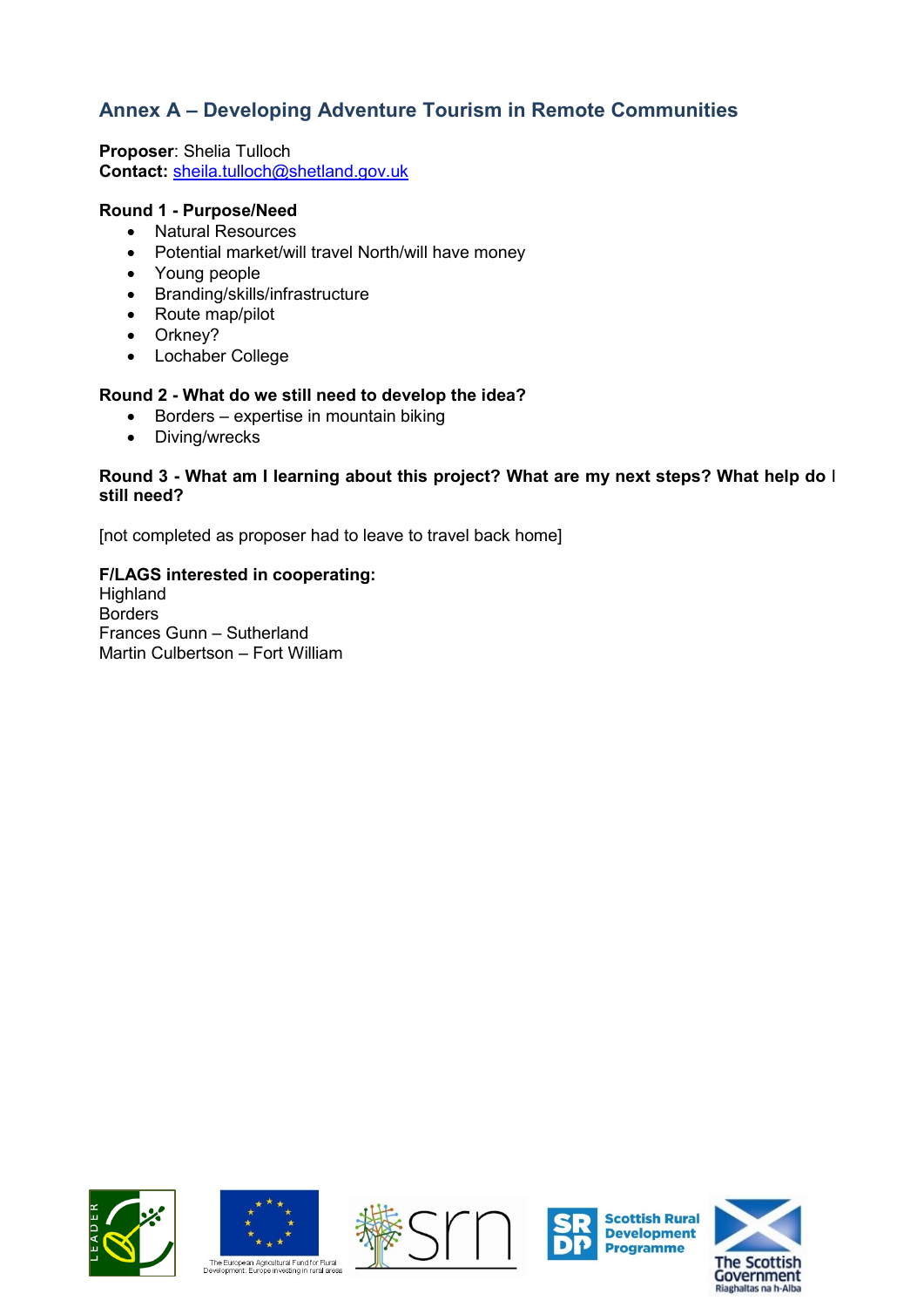## Annex A – Developing Adventure Tourism in Remote Communities

**Proposer**: Shelia Tulloch
**Contact:** sheila.tulloch@shetland.gov.uk

**Round 1 - Purpose/Need**

- Natural Resources
- Potential market/will travel North/will have money
- Young people
- Branding/skills/infrastructure
- Route map/pilot
- Orkney?
- Lochaber College

**Round 2 - What do we still need to develop the idea?**

- Borders – expertise in mountain biking
- Diving/wrecks

**Round 3 - What am I learning about this project? What are my next steps? What help do I still need?**

[not completed as proposer had to leave to travel back home]

**F/LAGS interested in cooperating:**
Highland
Borders
Frances Gunn – Sutherland
Martin Culbertson – Fort William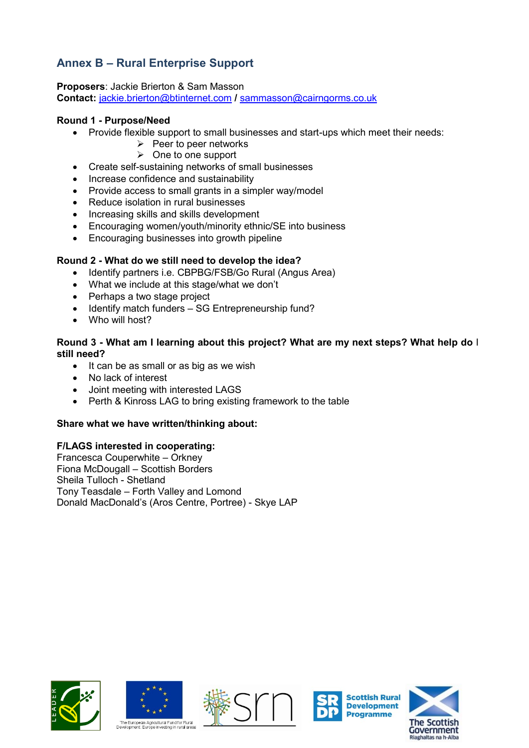## Annex B – Rural Enterprise Support

**Proposers**: Jackie Brierton & Sam Masson
**Contact:** jackie.brierton@btinternet.com / sammasson@cairngorms.co.uk

**Round 1 - Purpose/Need**

- Provide flexible support to small businesses and start-ups which meet their needs:
  - Peer to peer networks
  - One to one support
- Create self-sustaining networks of small businesses
- Increase confidence and sustainability
- Provide access to small grants in a simpler way/model
- Reduce isolation in rural businesses
- Increasing skills and skills development
- Encouraging women/youth/minority ethnic/SE into business
- Encouraging businesses into growth pipeline

**Round 2 - What do we still need to develop the idea?**

- Identify partners i.e. CBPBG/FSB/Go Rural (Angus Area)
- What we include at this stage/what we don't
- Perhaps a two stage project
- Identify match funders – SG Entrepreneurship fund?
- Who will host?

**Round 3 - What am I learning about this project? What are my next steps? What help do I still need?**

- It can be as small or as big as we wish
- No lack of interest
- Joint meeting with interested LAGS
- Perth & Kinross LAG to bring existing framework to the table

**Share what we have written/thinking about:**

**F/LAGS interested in cooperating:**
Francesca Couperwhite – Orkney
Fiona McDougall – Scottish Borders
Sheila Tulloch - Shetland
Tony Teasdale – Forth Valley and Lomond
Donald MacDonald's (Aros Centre, Portree) - Skye LAP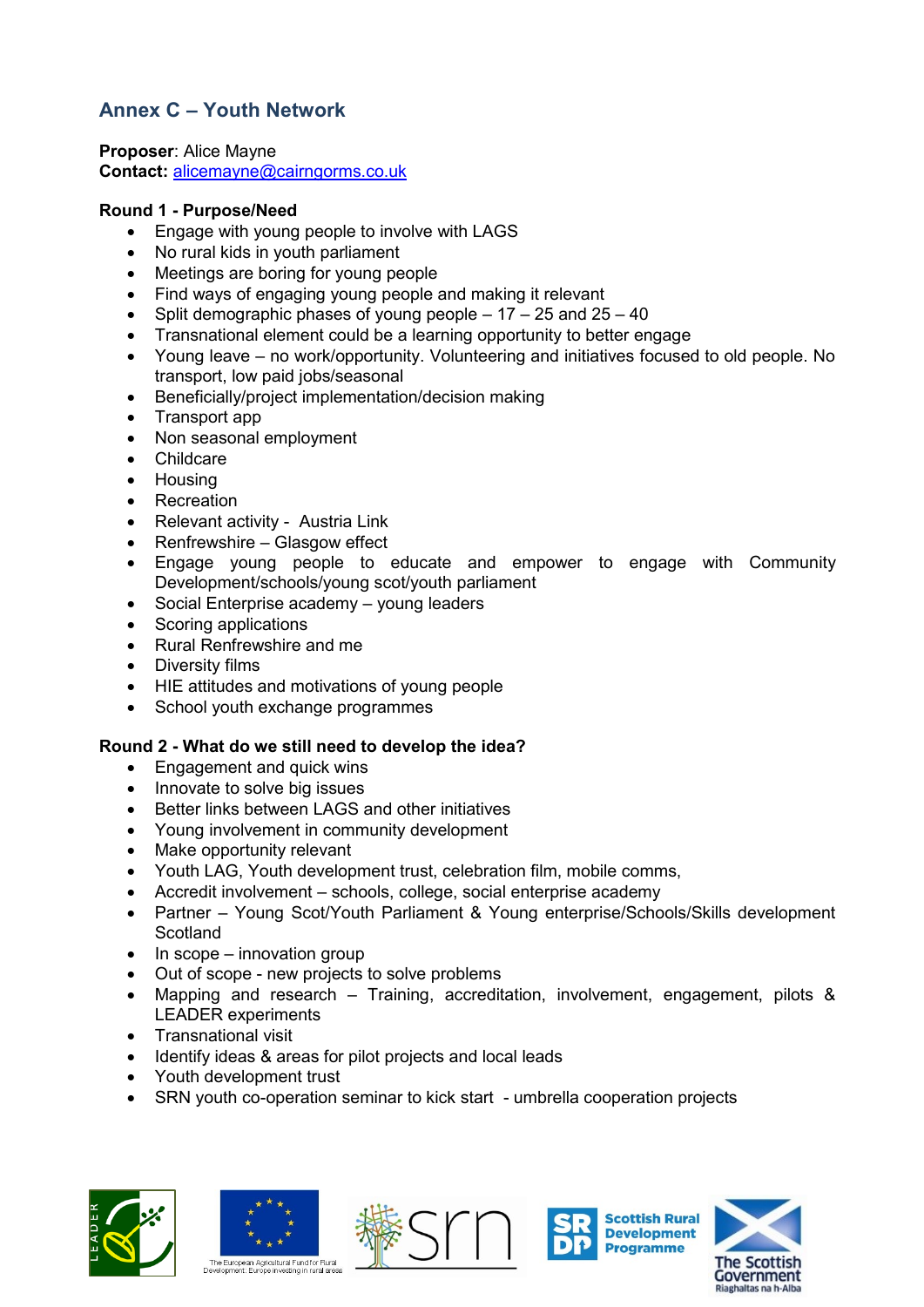## Annex C – Youth Network

**Proposer**: Alice Mayne
**Contact:** alicemayne@cairngorms.co.uk

**Round 1 - Purpose/Need**

- Engage with young people to involve with LAGS
- No rural kids in youth parliament
- Meetings are boring for young people
- Find ways of engaging young people and making it relevant
- Split demographic phases of young people – 17 – 25 and 25 – 40
- Transnational element could be a learning opportunity to better engage
- Young leave – no work/opportunity. Volunteering and initiatives focused to old people. No transport, low paid jobs/seasonal
- Beneficially/project implementation/decision making
- Transport app
- Non seasonal employment
- Childcare
- Housing
- Recreation
- Relevant activity - Austria Link
- Renfrewshire – Glasgow effect
- Engage young people to educate and empower to engage with Community Development/schools/young scot/youth parliament
- Social Enterprise academy – young leaders
- Scoring applications
- Rural Renfrewshire and me
- Diversity films
- HIE attitudes and motivations of young people
- School youth exchange programmes

**Round 2 - What do we still need to develop the idea?**

- Engagement and quick wins
- Innovate to solve big issues
- Better links between LAGS and other initiatives
- Young involvement in community development
- Make opportunity relevant
- Youth LAG, Youth development trust, celebration film, mobile comms,
- Accredit involvement – schools, college, social enterprise academy
- Partner – Young Scot/Youth Parliament & Young enterprise/Schools/Skills development Scotland
- In scope – innovation group
- Out of scope - new projects to solve problems
- Mapping and research – Training, accreditation, involvement, engagement, pilots & LEADER experiments
- Transnational visit
- Identify ideas & areas for pilot projects and local leads
- Youth development trust
- SRN youth co-operation seminar to kick start - umbrella cooperation projects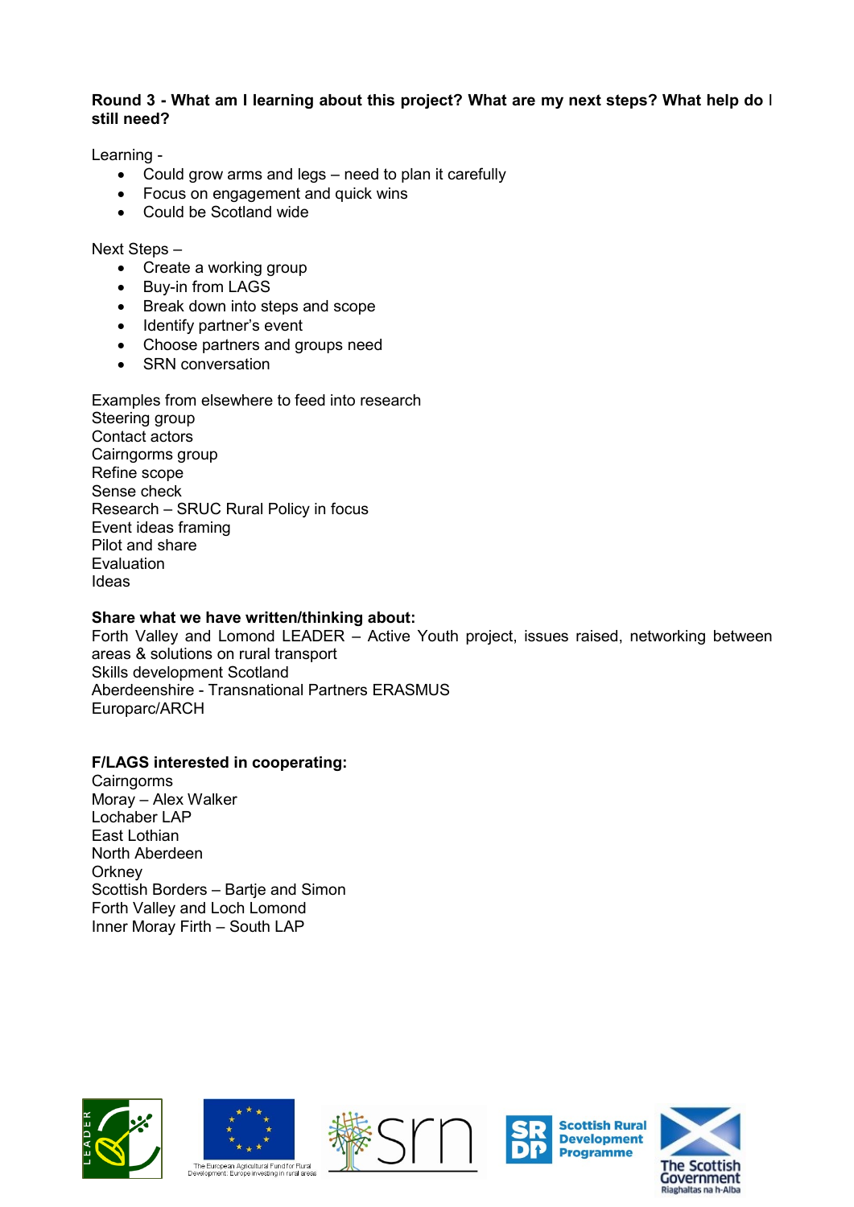**Round 3 - What am I learning about this project? What are my next steps? What help do I still need?**

Learning -

- Could grow arms and legs – need to plan it carefully
- Focus on engagement and quick wins
- Could be Scotland wide

Next Steps –

- Create a working group
- Buy-in from LAGS
- Break down into steps and scope
- Identify partner's event
- Choose partners and groups need
- SRN conversation

Examples from elsewhere to feed into research
Steering group
Contact actors
Cairngorms group
Refine scope
Sense check
Research – SRUC Rural Policy in focus
Event ideas framing
Pilot and share
Evaluation
Ideas

**Share what we have written/thinking about:**
Forth Valley and Lomond LEADER – Active Youth project, issues raised, networking between areas & solutions on rural transport
Skills development Scotland
Aberdeenshire - Transnational Partners ERASMUS
Europarc/ARCH

**F/LAGS interested in cooperating:**
Cairngorms
Moray – Alex Walker
Lochaber LAP
East Lothian
North Aberdeen
Orkney
Scottish Borders – Bartje and Simon
Forth Valley and Loch Lomond
Inner Moray Firth – South LAP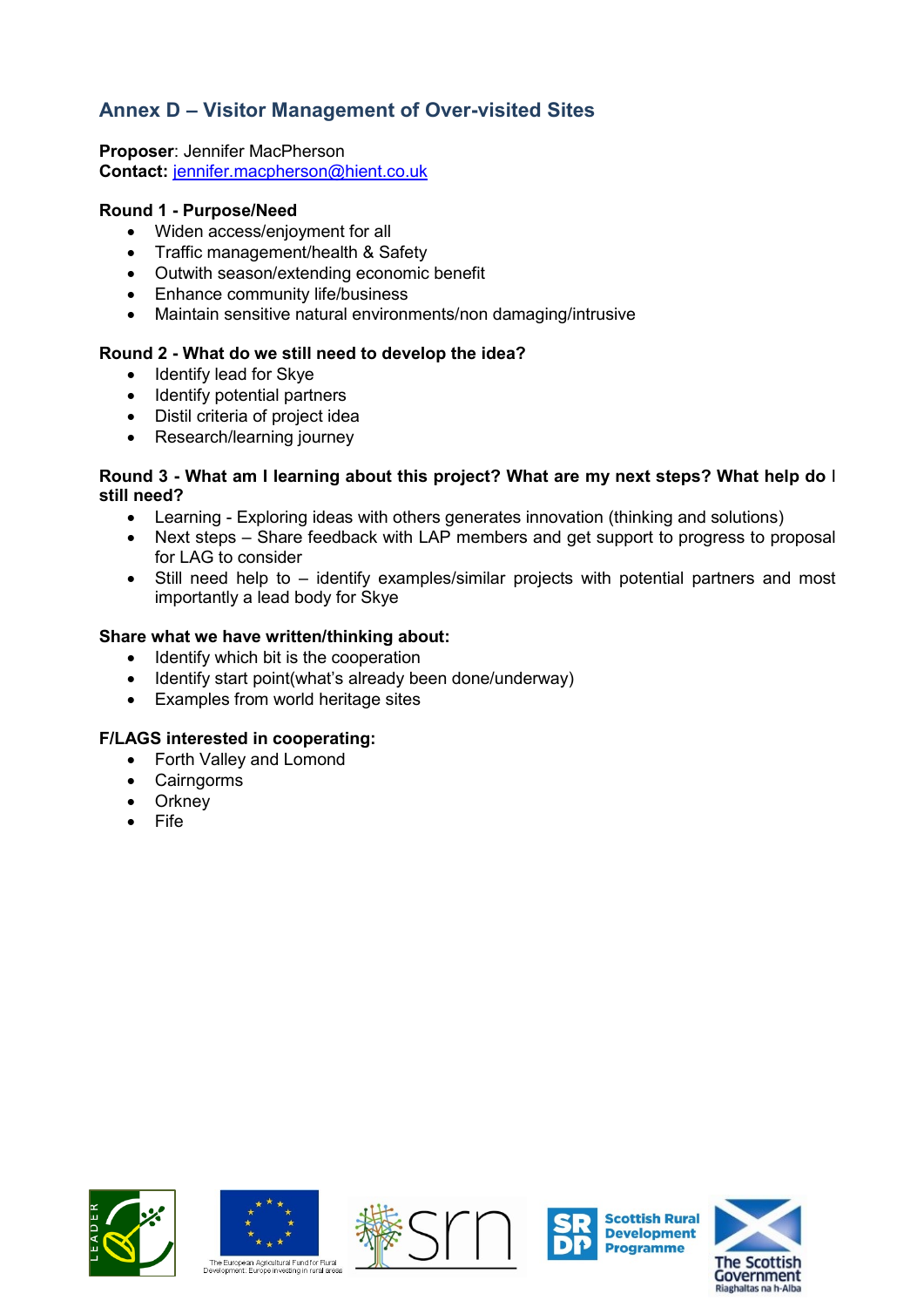## Annex D – Visitor Management of Over-visited Sites

**Proposer**: Jennifer MacPherson
**Contact:** jennifer.macpherson@hient.co.uk

**Round 1 - Purpose/Need**

- Widen access/enjoyment for all
- Traffic management/health & Safety
- Outwith season/extending economic benefit
- Enhance community life/business
- Maintain sensitive natural environments/non damaging/intrusive

**Round 2 - What do we still need to develop the idea?**

- Identify lead for Skye
- Identify potential partners
- Distil criteria of project idea
- Research/learning journey

**Round 3 - What am I learning about this project? What are my next steps? What help do I still need?**

- Learning - Exploring ideas with others generates innovation (thinking and solutions)
- Next steps – Share feedback with LAP members and get support to progress to proposal for LAG to consider
- Still need help to – identify examples/similar projects with potential partners and most importantly a lead body for Skye

**Share what we have written/thinking about:**

- Identify which bit is the cooperation
- Identify start point(what's already been done/underway)
- Examples from world heritage sites

**F/LAGS interested in cooperating:**

- Forth Valley and Lomond
- Cairngorms
- Orkney
- Fife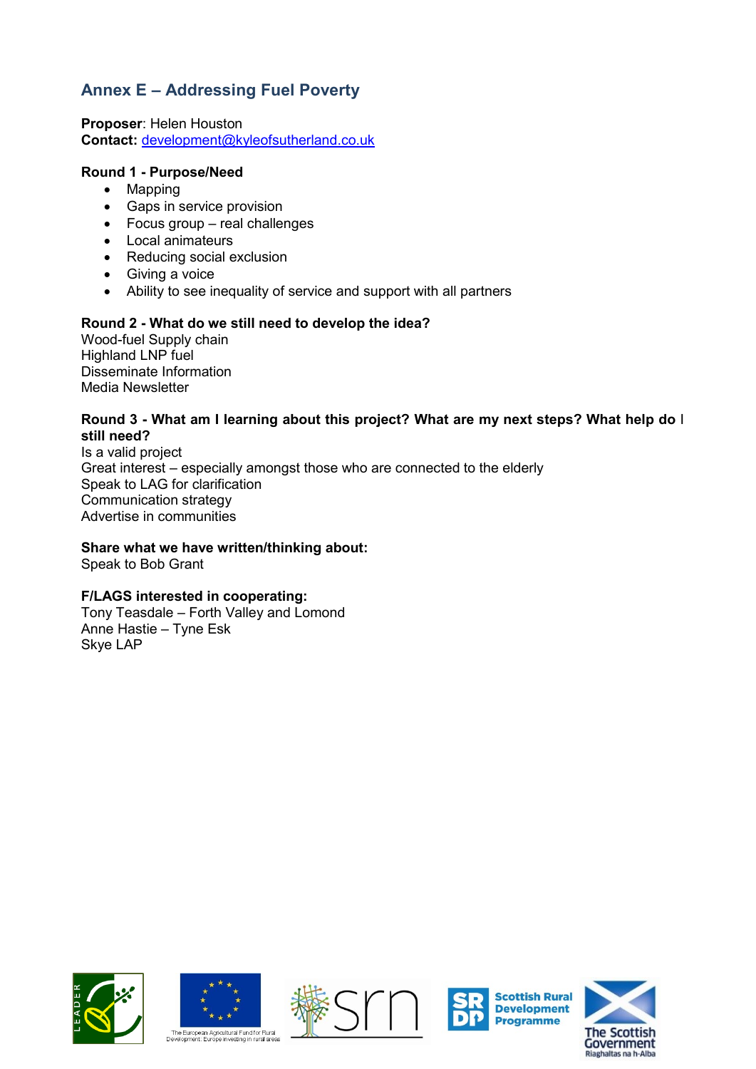## Annex E – Addressing Fuel Poverty

**Proposer**: Helen Houston
**Contact:** development@kyleofsutherland.co.uk

**Round 1 - Purpose/Need**

- Mapping
- Gaps in service provision
- Focus group – real challenges
- Local animateurs
- Reducing social exclusion
- Giving a voice
- Ability to see inequality of service and support with all partners

**Round 2 - What do we still need to develop the idea?**

Wood-fuel Supply chain
Highland LNP fuel
Disseminate Information
Media Newsletter

**Round 3 - What am I learning about this project? What are my next steps? What help do I still need?**

Is a valid project
Great interest – especially amongst those who are connected to the elderly
Speak to LAG for clarification
Communication strategy
Advertise in communities

**Share what we have written/thinking about:**

Speak to Bob Grant

**F/LAGS interested in cooperating:**

Tony Teasdale – Forth Valley and Lomond
Anne Hastie – Tyne Esk
Skye LAP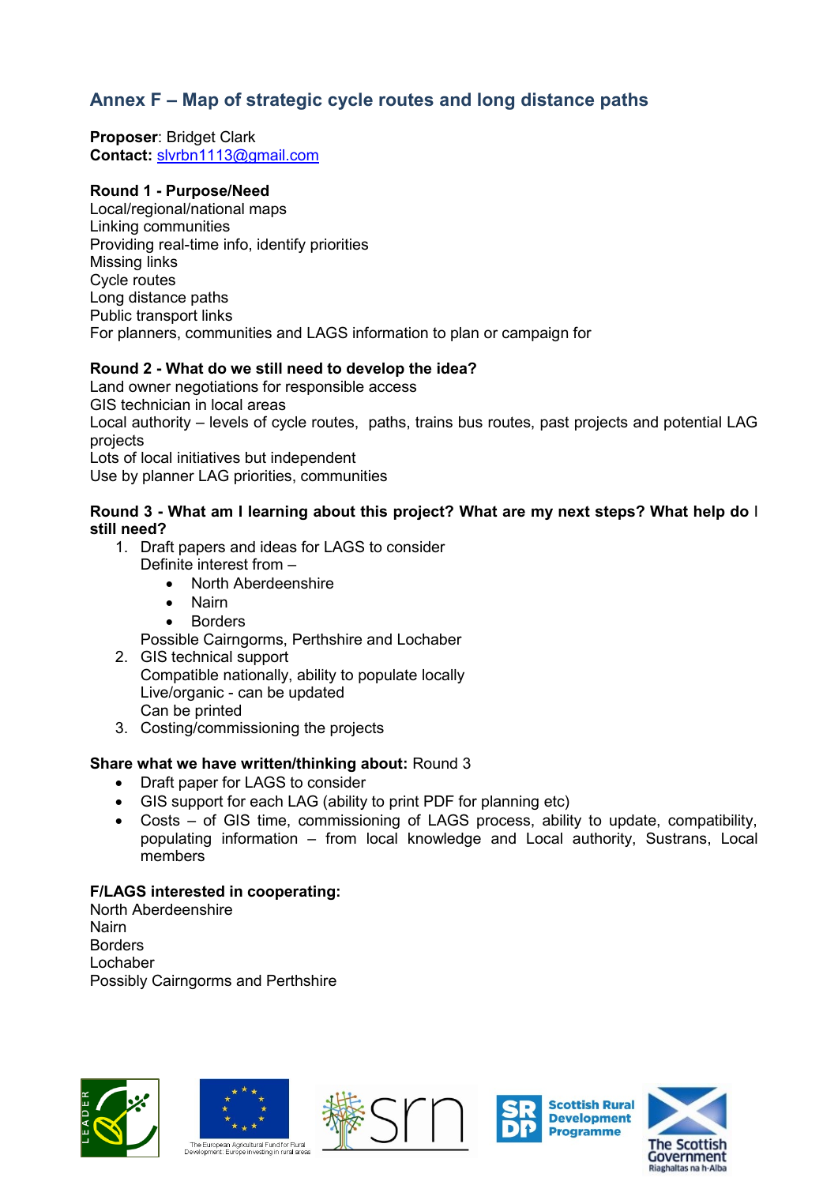## Annex F – Map of strategic cycle routes and long distance paths

**Proposer**: Bridget Clark
**Contact:** slvrbn1113@gmail.com

**Round 1 - Purpose/Need**
Local/regional/national maps
Linking communities
Providing real-time info, identify priorities
Missing links
Cycle routes
Long distance paths
Public transport links
For planners, communities and LAGS information to plan or campaign for

**Round 2 - What do we still need to develop the idea?**
Land owner negotiations for responsible access
GIS technician in local areas
Local authority – levels of cycle routes, paths, trains bus routes, past projects and potential LAG projects
Lots of local initiatives but independent
Use by planner LAG priorities, communities

**Round 3 - What am I learning about this project? What are my next steps? What help do I still need?**

1. Draft papers and ideas for LAGS to consider
   Definite interest from –
   - North Aberdeenshire
   - Nairn
   - Borders

   Possible Cairngorms, Perthshire and Lochaber
2. GIS technical support
   Compatible nationally, ability to populate locally
   Live/organic - can be updated
   Can be printed
3. Costing/commissioning the projects

**Share what we have written/thinking about:** Round 3

- Draft paper for LAGS to consider
- GIS support for each LAG (ability to print PDF for planning etc)
- Costs – of GIS time, commissioning of LAGS process, ability to update, compatibility, populating information – from local knowledge and Local authority, Sustrans, Local members

**F/LAGS interested in cooperating:**
North Aberdeenshire
Nairn
Borders
Lochaber
Possibly Cairngorms and Perthshire